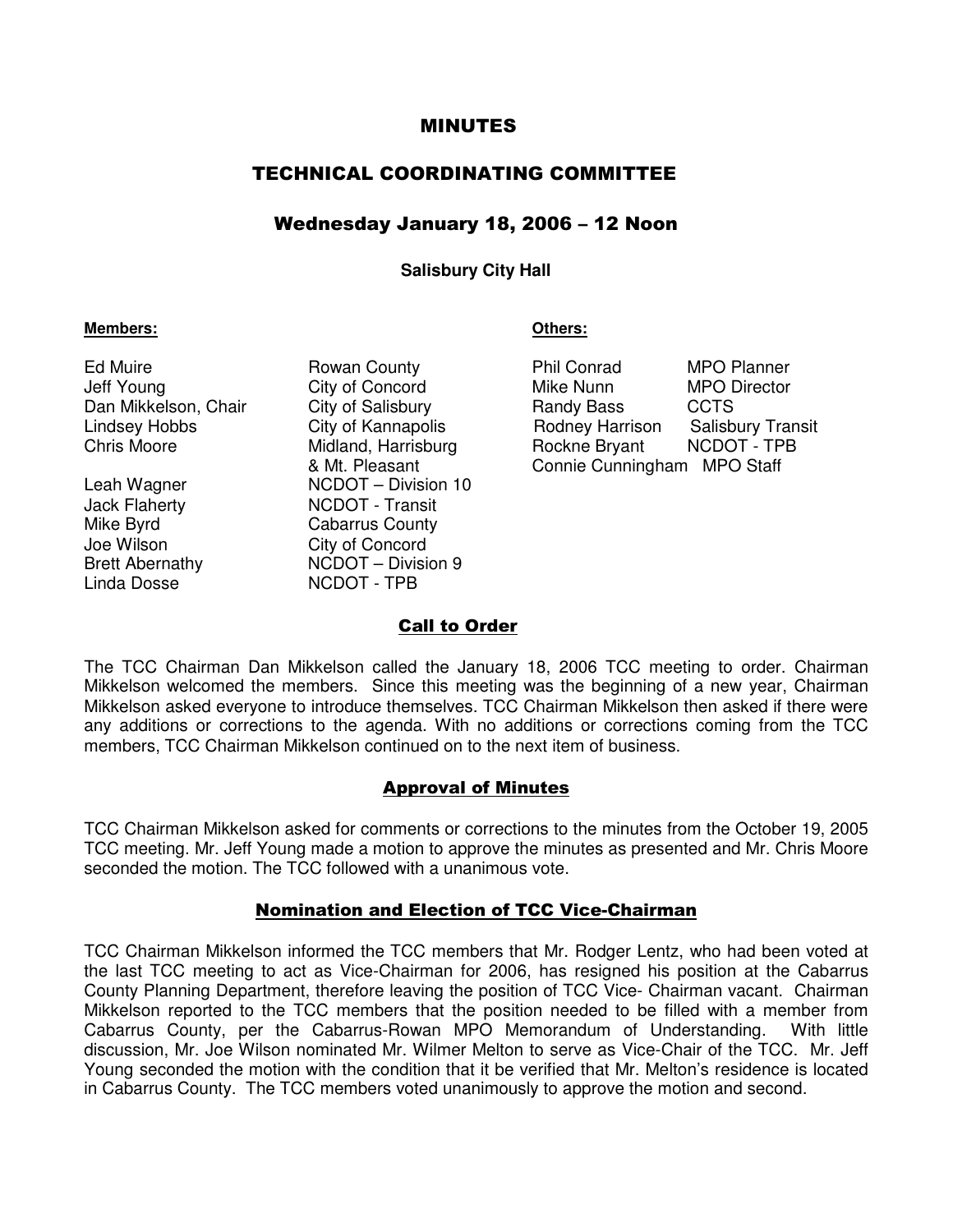# MINUTES

## TECHNICAL COORDINATING COMMITTEE

### Wednesday January 18, 2006 – 12 Noon

**Salisbury City Hall**

**Members:**

| Name | Organization |
|---|---|
| Ed Muire | Rowan County |
| Jeff Young | City of Concord |
| Dan Mikkelson, Chair | City of Salisbury |
| Lindsey Hobbs | City of Kannapolis |
| Chris Moore | Midland, Harrisburg & Mt. Pleasant |
| Leah Wagner | NCDOT – Division 10 |
| Jack Flaherty | NCDOT - Transit |
| Mike Byrd | Cabarrus County |
| Joe Wilson | City of Concord |
| Brett Abernathy | NCDOT – Division 9 |
| Linda Dosse | NCDOT - TPB |

**Others:**

| Name | Organization |
|---|---|
| Phil Conrad | MPO Planner |
| Mike Nunn | MPO Director |
| Randy Bass | CCTS |
| Rodney Harrison | Salisbury Transit |
| Rockne Bryant | NCDOT - TPB |
| Connie Cunningham | MPO Staff |

## Call to Order

The TCC Chairman Dan Mikkelson called the January 18, 2006 TCC meeting to order. Chairman Mikkelson welcomed the members. Since this meeting was the beginning of a new year, Chairman Mikkelson asked everyone to introduce themselves. TCC Chairman Mikkelson then asked if there were any additions or corrections to the agenda. With no additions or corrections coming from the TCC members, TCC Chairman Mikkelson continued on to the next item of business.

## Approval of Minutes

TCC Chairman Mikkelson asked for comments or corrections to the minutes from the October 19, 2005 TCC meeting. Mr. Jeff Young made a motion to approve the minutes as presented and Mr. Chris Moore seconded the motion. The TCC followed with a unanimous vote.

## Nomination and Election of TCC Vice-Chairman

TCC Chairman Mikkelson informed the TCC members that Mr. Rodger Lentz, who had been voted at the last TCC meeting to act as Vice-Chairman for 2006, has resigned his position at the Cabarrus County Planning Department, therefore leaving the position of TCC Vice- Chairman vacant. Chairman Mikkelson reported to the TCC members that the position needed to be filled with a member from Cabarrus County, per the Cabarrus-Rowan MPO Memorandum of Understanding. With little discussion, Mr. Joe Wilson nominated Mr. Wilmer Melton to serve as Vice-Chair of the TCC. Mr. Jeff Young seconded the motion with the condition that it be verified that Mr. Melton's residence is located in Cabarrus County. The TCC members voted unanimously to approve the motion and second.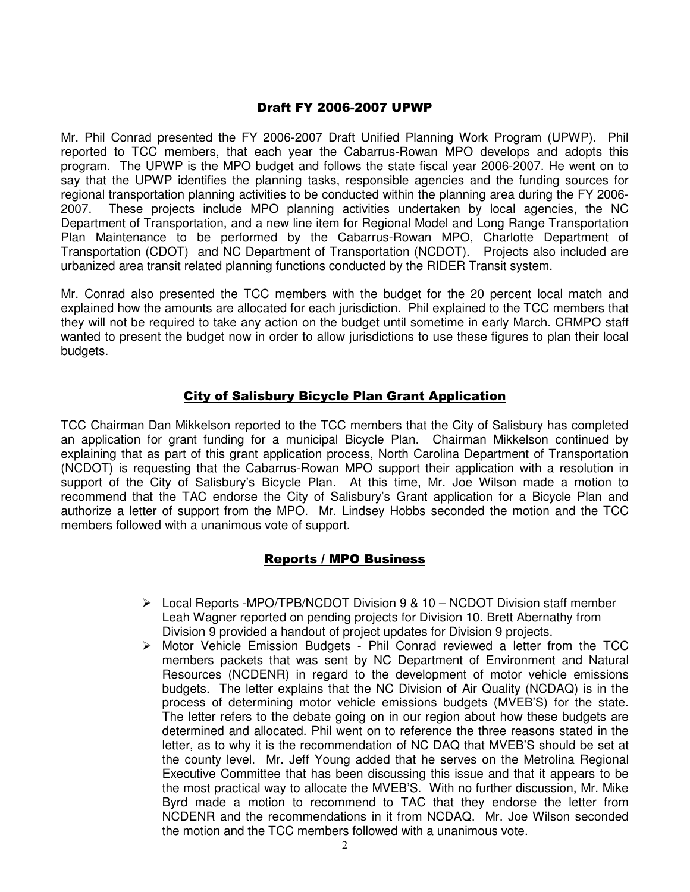## Draft FY 2006-2007 UPWP

Mr. Phil Conrad presented the FY 2006-2007 Draft Unified Planning Work Program (UPWP). Phil reported to TCC members, that each year the Cabarrus-Rowan MPO develops and adopts this program. The UPWP is the MPO budget and follows the state fiscal year 2006-2007. He went on to say that the UPWP identifies the planning tasks, responsible agencies and the funding sources for regional transportation planning activities to be conducted within the planning area during the FY 2006-2007. These projects include MPO planning activities undertaken by local agencies, the NC Department of Transportation, and a new line item for Regional Model and Long Range Transportation Plan Maintenance to be performed by the Cabarrus-Rowan MPO, Charlotte Department of Transportation (CDOT) and NC Department of Transportation (NCDOT). Projects also included are urbanized area transit related planning functions conducted by the RIDER Transit system.

Mr. Conrad also presented the TCC members with the budget for the 20 percent local match and explained how the amounts are allocated for each jurisdiction. Phil explained to the TCC members that they will not be required to take any action on the budget until sometime in early March. CRMPO staff wanted to present the budget now in order to allow jurisdictions to use these figures to plan their local budgets.

## City of Salisbury Bicycle Plan Grant Application

TCC Chairman Dan Mikkelson reported to the TCC members that the City of Salisbury has completed an application for grant funding for a municipal Bicycle Plan. Chairman Mikkelson continued by explaining that as part of this grant application process, North Carolina Department of Transportation (NCDOT) is requesting that the Cabarrus-Rowan MPO support their application with a resolution in support of the City of Salisbury's Bicycle Plan. At this time, Mr. Joe Wilson made a motion to recommend that the TAC endorse the City of Salisbury's Grant application for a Bicycle Plan and authorize a letter of support from the MPO. Mr. Lindsey Hobbs seconded the motion and the TCC members followed with a unanimous vote of support.

## Reports / MPO Business

- Local Reports -MPO/TPB/NCDOT Division 9 & 10 – NCDOT Division staff member Leah Wagner reported on pending projects for Division 10. Brett Abernathy from Division 9 provided a handout of project updates for Division 9 projects.
- Motor Vehicle Emission Budgets - Phil Conrad reviewed a letter from the TCC members packets that was sent by NC Department of Environment and Natural Resources (NCDENR) in regard to the development of motor vehicle emissions budgets. The letter explains that the NC Division of Air Quality (NCDAQ) is in the process of determining motor vehicle emissions budgets (MVEB'S) for the state. The letter refers to the debate going on in our region about how these budgets are determined and allocated. Phil went on to reference the three reasons stated in the letter, as to why it is the recommendation of NC DAQ that MVEB'S should be set at the county level. Mr. Jeff Young added that he serves on the Metrolina Regional Executive Committee that has been discussing this issue and that it appears to be the most practical way to allocate the MVEB'S. With no further discussion, Mr. Mike Byrd made a motion to recommend to TAC that they endorse the letter from NCDENR and the recommendations in it from NCDAQ. Mr. Joe Wilson seconded the motion and the TCC members followed with a unanimous vote.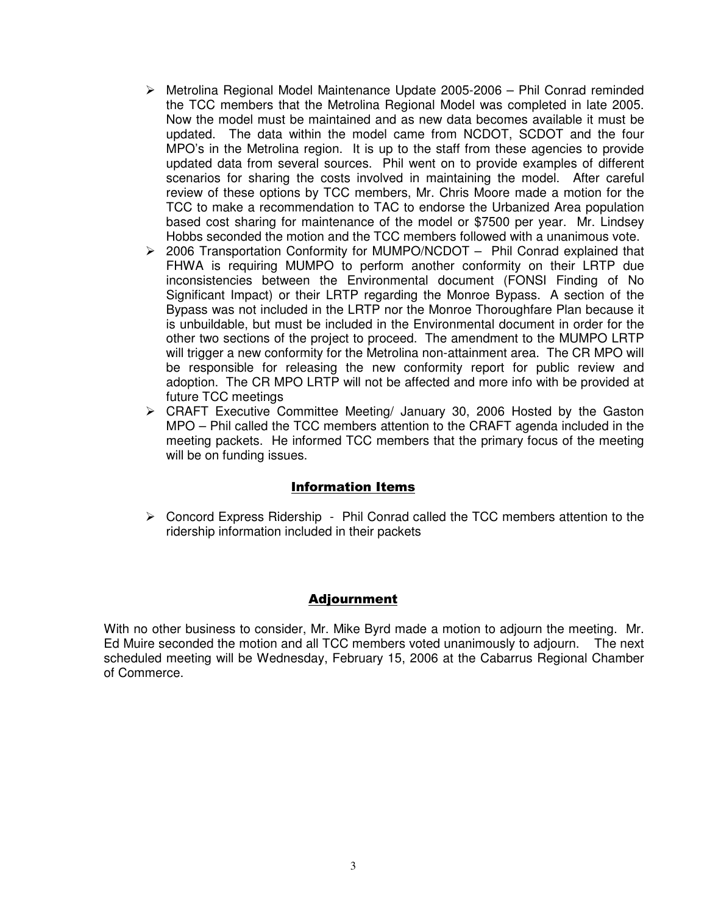- Metrolina Regional Model Maintenance Update 2005-2006 – Phil Conrad reminded the TCC members that the Metrolina Regional Model was completed in late 2005. Now the model must be maintained and as new data becomes available it must be updated. The data within the model came from NCDOT, SCDOT and the four MPO's in the Metrolina region. It is up to the staff from these agencies to provide updated data from several sources. Phil went on to provide examples of different scenarios for sharing the costs involved in maintaining the model. After careful review of these options by TCC members, Mr. Chris Moore made a motion for the TCC to make a recommendation to TAC to endorse the Urbanized Area population based cost sharing for maintenance of the model or $7500 per year. Mr. Lindsey Hobbs seconded the motion and the TCC members followed with a unanimous vote.
- 2006 Transportation Conformity for MUMPO/NCDOT – Phil Conrad explained that FHWA is requiring MUMPO to perform another conformity on their LRTP due inconsistencies between the Environmental document (FONSI Finding of No Significant Impact) or their LRTP regarding the Monroe Bypass. A section of the Bypass was not included in the LRTP nor the Monroe Thoroughfare Plan because it is unbuildable, but must be included in the Environmental document in order for the other two sections of the project to proceed. The amendment to the MUMPO LRTP will trigger a new conformity for the Metrolina non-attainment area. The CR MPO will be responsible for releasing the new conformity report for public review and adoption. The CR MPO LRTP will not be affected and more info with be provided at future TCC meetings
- CRAFT Executive Committee Meeting/ January 30, 2006 Hosted by the Gaston MPO – Phil called the TCC members attention to the CRAFT agenda included in the meeting packets. He informed TCC members that the primary focus of the meeting will be on funding issues.

## Information Items

- Concord Express Ridership - Phil Conrad called the TCC members attention to the ridership information included in their packets

## Adjournment

With no other business to consider, Mr. Mike Byrd made a motion to adjourn the meeting. Mr. Ed Muire seconded the motion and all TCC members voted unanimously to adjourn. The next scheduled meeting will be Wednesday, February 15, 2006 at the Cabarrus Regional Chamber of Commerce.